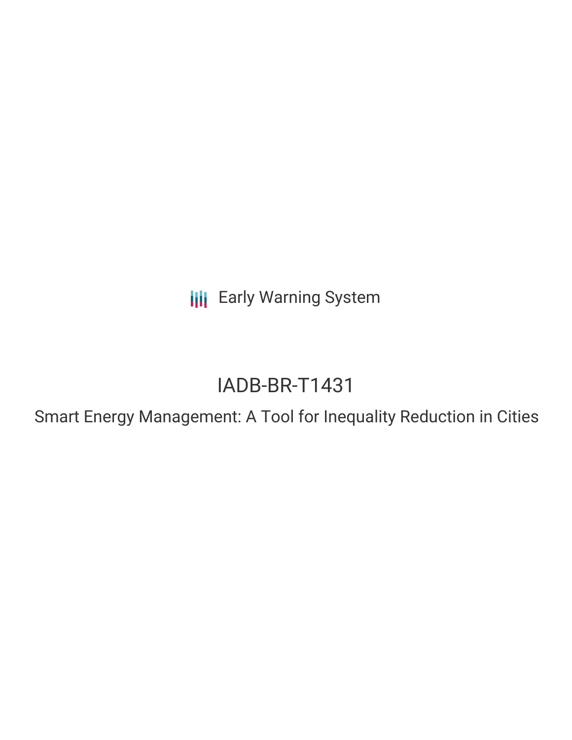Early Warning System

# IADB-BR-T1431

## Smart Energy Management: A Tool for Inequality Reduction in Cities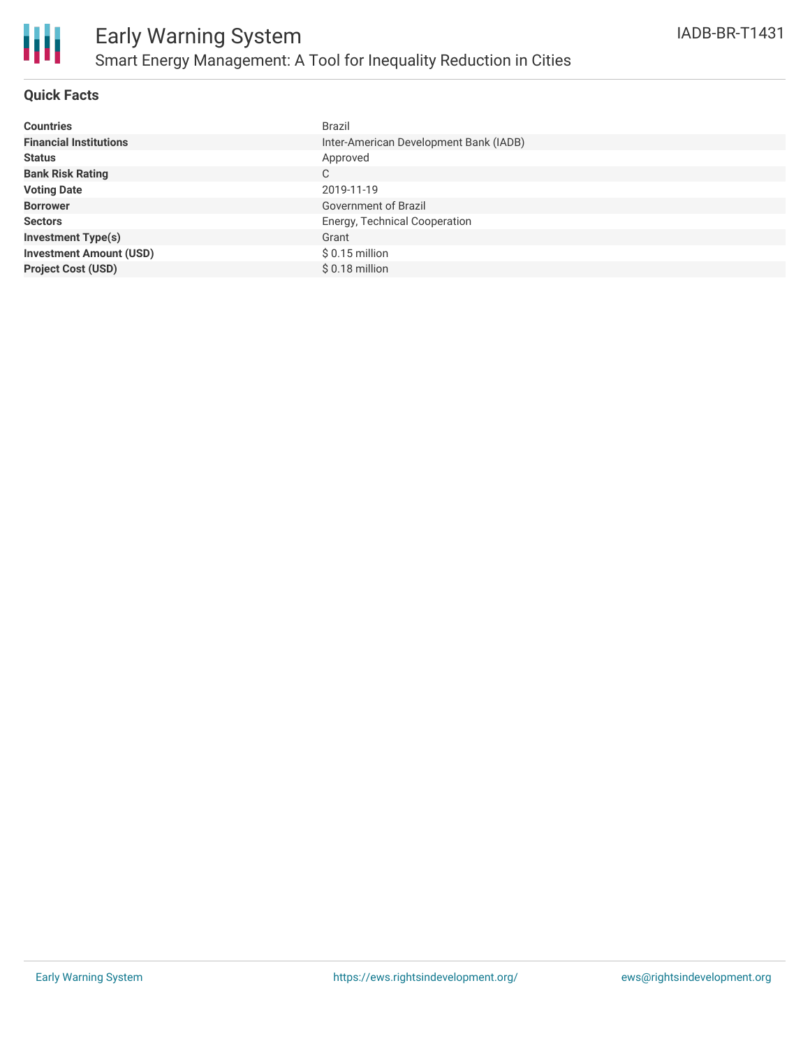# Early Warning System

## Smart Energy Management: A Tool for Inequality Reduction in Cities

IADB-BR-T1431

### Quick Facts

| | |
|---|---|
| **Countries** | Brazil |
| **Financial Institutions** | Inter-American Development Bank (IADB) |
| **Status** | Approved |
| **Bank Risk Rating** | C |
| **Voting Date** | 2019-11-19 |
| **Borrower** | Government of Brazil |
| **Sectors** | Energy, Technical Cooperation |
| **Investment Type(s)** | Grant |
| **Investment Amount (USD)** | $ 0.15 million |
| **Project Cost (USD)** | $ 0.18 million |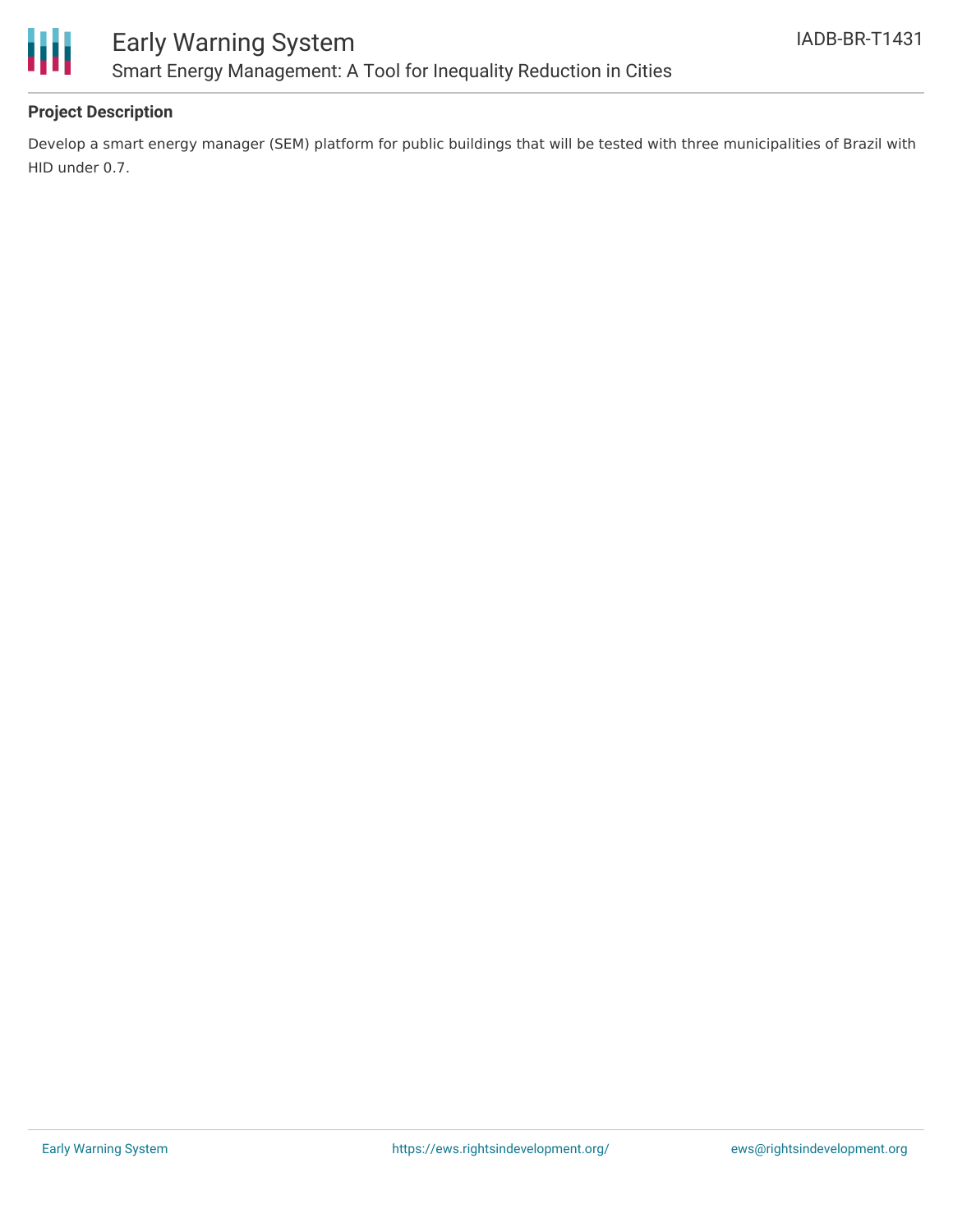## Project Description

Develop a smart energy manager (SEM) platform for public buildings that will be tested with three municipalities of Brazil with HID under 0.7.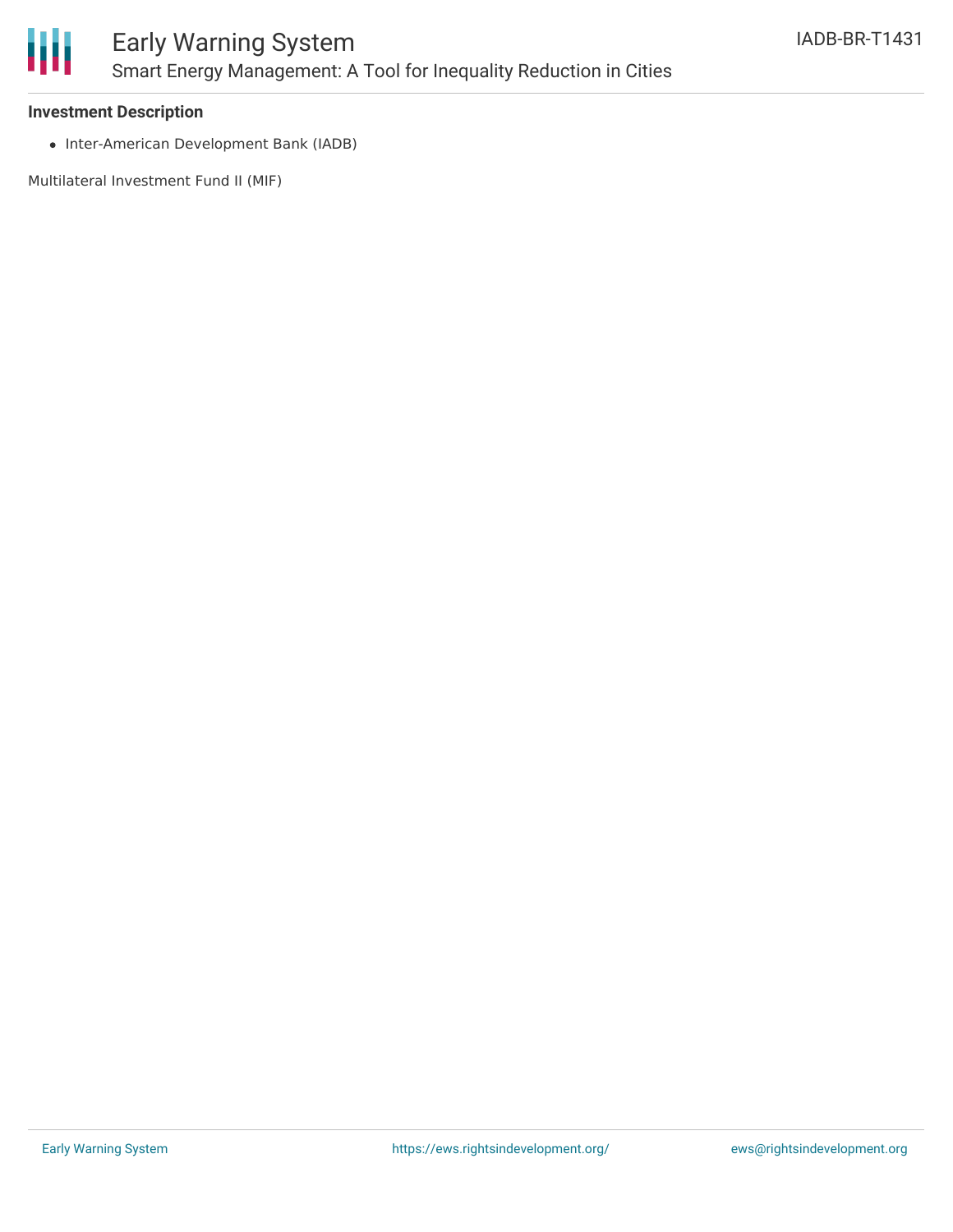### Investment Description

- Inter-American Development Bank (IADB)

Multilateral Investment Fund II (MIF)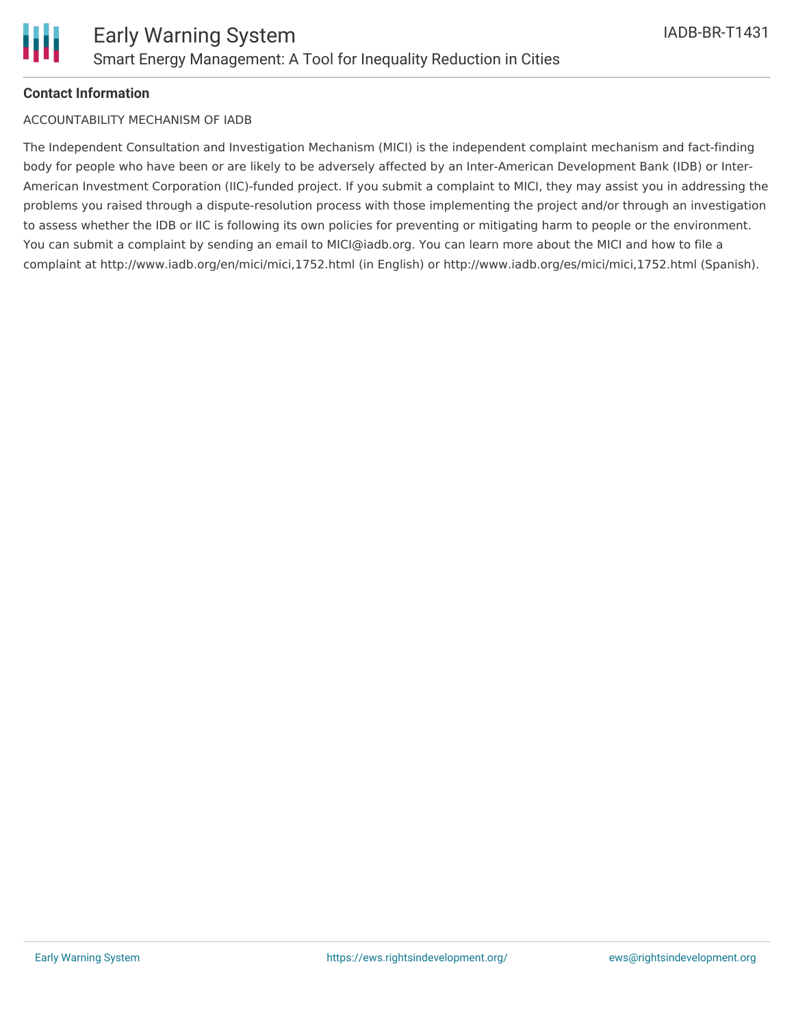**Contact Information**

ACCOUNTABILITY MECHANISM OF IADB

The Independent Consultation and Investigation Mechanism (MICI) is the independent complaint mechanism and fact-finding body for people who have been or are likely to be adversely affected by an Inter-American Development Bank (IDB) or Inter-American Investment Corporation (IIC)-funded project. If you submit a complaint to MICI, they may assist you in addressing the problems you raised through a dispute-resolution process with those implementing the project and/or through an investigation to assess whether the IDB or IIC is following its own policies for preventing or mitigating harm to people or the environment. You can submit a complaint by sending an email to MICI@iadb.org. You can learn more about the MICI and how to file a complaint at http://www.iadb.org/en/mici/mici,1752.html (in English) or http://www.iadb.org/es/mici/mici,1752.html (Spanish).